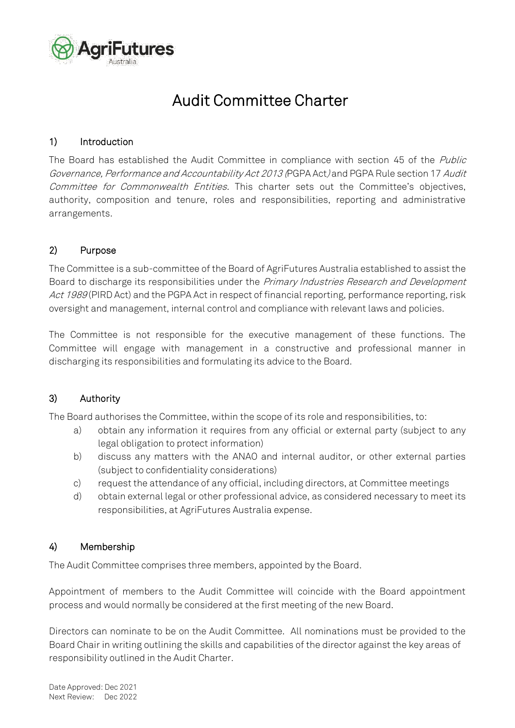# Audit Committee Charter

## 1) Introduction

The Board has established the Audit Committee in compliance with section 45 of the *Public Governance, Performance and Accountability Act 2013* (PGPA Act) and PGPA Rule section 17 *Audit Committee for Commonwealth Entities.* This charter sets out the Committee's objectives, authority, composition and tenure, roles and responsibilities, reporting and administrative arrangements.

## 2) Purpose

The Committee is a sub-committee of the Board of AgriFutures Australia established to assist the Board to discharge its responsibilities under the *Primary Industries Research and Development Act 1989* (PIRD Act) and the PGPA Act in respect of financial reporting, performance reporting, risk oversight and management, internal control and compliance with relevant laws and policies.

The Committee is not responsible for the executive management of these functions. The Committee will engage with management in a constructive and professional manner in discharging its responsibilities and formulating its advice to the Board.

## 3) Authority

The Board authorises the Committee, within the scope of its role and responsibilities, to:

a) obtain any information it requires from any official or external party (subject to any legal obligation to protect information)

b) discuss any matters with the ANAO and internal auditor, or other external parties (subject to confidentiality considerations)

c) request the attendance of any official, including directors, at Committee meetings

d) obtain external legal or other professional advice, as considered necessary to meet its responsibilities, at AgriFutures Australia expense.

## 4) Membership

The Audit Committee comprises three members, appointed by the Board.

Appointment of members to the Audit Committee will coincide with the Board appointment process and would normally be considered at the first meeting of the new Board.

Directors can nominate to be on the Audit Committee. All nominations must be provided to the Board Chair in writing outlining the skills and capabilities of the director against the key areas of responsibility outlined in the Audit Charter.

Date Approved: Dec 2021
Next Review: Dec 2022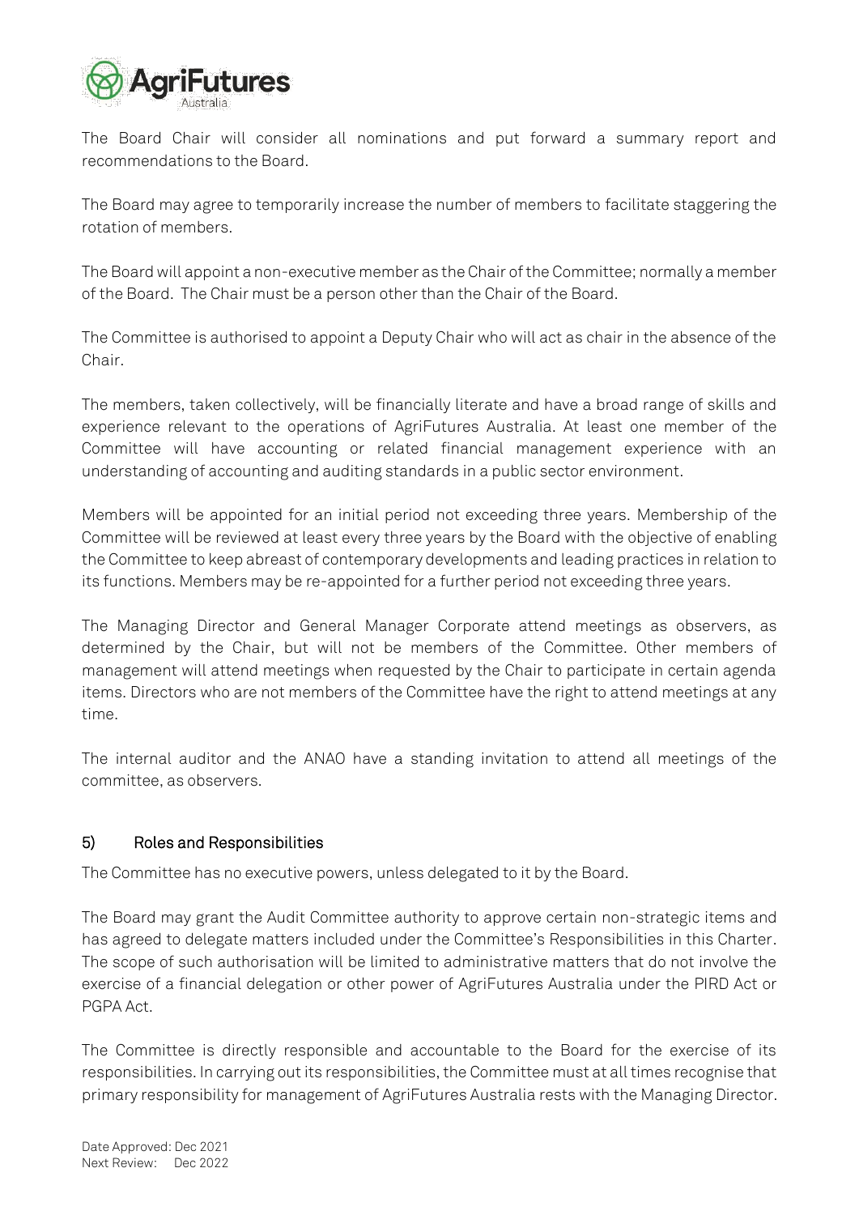The Board Chair will consider all nominations and put forward a summary report and recommendations to the Board.

The Board may agree to temporarily increase the number of members to facilitate staggering the rotation of members.

The Board will appoint a non-executive member as the Chair of the Committee; normally a member of the Board. The Chair must be a person other than the Chair of the Board.

The Committee is authorised to appoint a Deputy Chair who will act as chair in the absence of the Chair.

The members, taken collectively, will be financially literate and have a broad range of skills and experience relevant to the operations of AgriFutures Australia. At least one member of the Committee will have accounting or related financial management experience with an understanding of accounting and auditing standards in a public sector environment.

Members will be appointed for an initial period not exceeding three years. Membership of the Committee will be reviewed at least every three years by the Board with the objective of enabling the Committee to keep abreast of contemporary developments and leading practices in relation to its functions. Members may be re-appointed for a further period not exceeding three years.

The Managing Director and General Manager Corporate attend meetings as observers, as determined by the Chair, but will not be members of the Committee. Other members of management will attend meetings when requested by the Chair to participate in certain agenda items. Directors who are not members of the Committee have the right to attend meetings at any time.

The internal auditor and the ANAO have a standing invitation to attend all meetings of the committee, as observers.

## 5) Roles and Responsibilities

The Committee has no executive powers, unless delegated to it by the Board.

The Board may grant the Audit Committee authority to approve certain non-strategic items and has agreed to delegate matters included under the Committee's Responsibilities in this Charter. The scope of such authorisation will be limited to administrative matters that do not involve the exercise of a financial delegation or other power of AgriFutures Australia under the PIRD Act or PGPA Act.

The Committee is directly responsible and accountable to the Board for the exercise of its responsibilities. In carrying out its responsibilities, the Committee must at all times recognise that primary responsibility for management of AgriFutures Australia rests with the Managing Director.

Date Approved: Dec 2021
Next Review: Dec 2022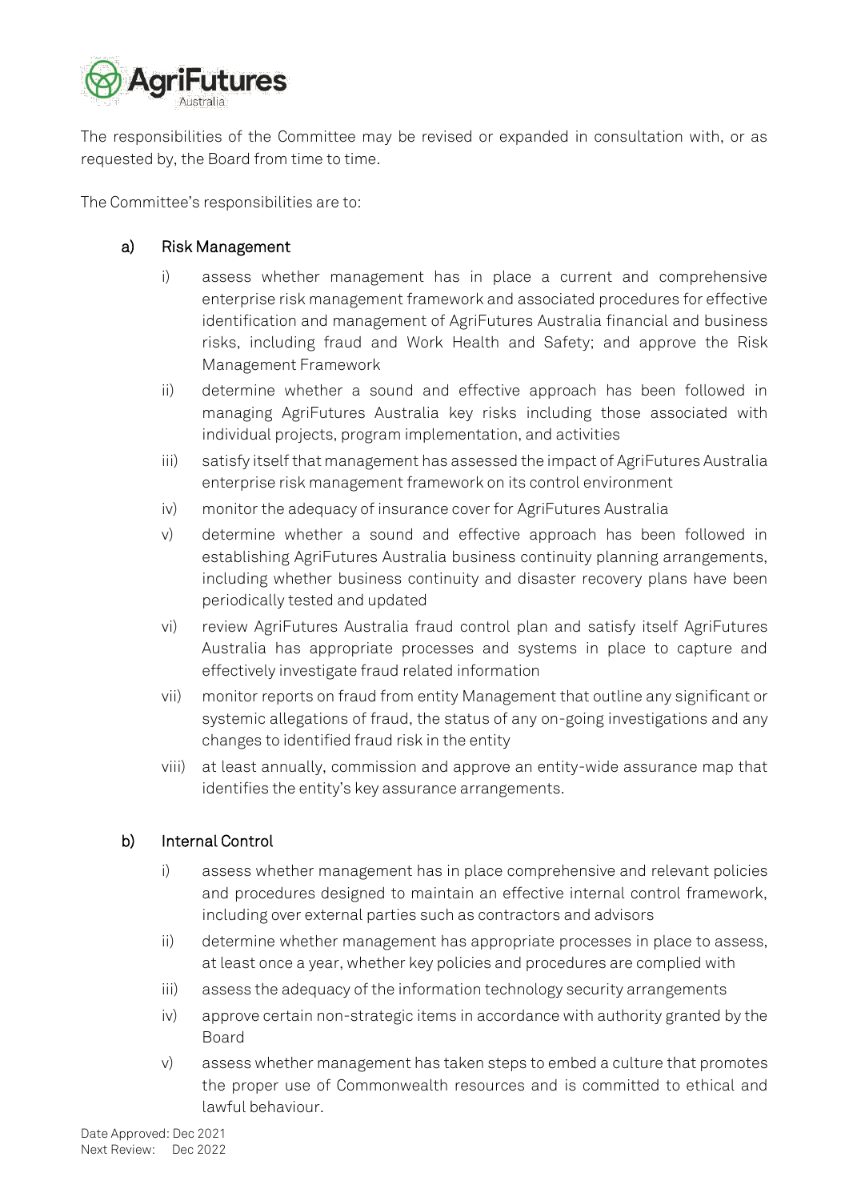The responsibilities of the Committee may be revised or expanded in consultation with, or as requested by, the Board from time to time.

The Committee's responsibilities are to:

a) Risk Management

   i) assess whether management has in place a current and comprehensive enterprise risk management framework and associated procedures for effective identification and management of AgriFutures Australia financial and business risks, including fraud and Work Health and Safety; and approve the Risk Management Framework
   ii) determine whether a sound and effective approach has been followed in managing AgriFutures Australia key risks including those associated with individual projects, program implementation, and activities
   iii) satisfy itself that management has assessed the impact of AgriFutures Australia enterprise risk management framework on its control environment
   iv) monitor the adequacy of insurance cover for AgriFutures Australia
   v) determine whether a sound and effective approach has been followed in establishing AgriFutures Australia business continuity planning arrangements, including whether business continuity and disaster recovery plans have been periodically tested and updated
   vi) review AgriFutures Australia fraud control plan and satisfy itself AgriFutures Australia has appropriate processes and systems in place to capture and effectively investigate fraud related information
   vii) monitor reports on fraud from entity Management that outline any significant or systemic allegations of fraud, the status of any on-going investigations and any changes to identified fraud risk in the entity
   viii) at least annually, commission and approve an entity-wide assurance map that identifies the entity's key assurance arrangements.

b) Internal Control

   i) assess whether management has in place comprehensive and relevant policies and procedures designed to maintain an effective internal control framework, including over external parties such as contractors and advisors
   ii) determine whether management has appropriate processes in place to assess, at least once a year, whether key policies and procedures are complied with
   iii) assess the adequacy of the information technology security arrangements
   iv) approve certain non-strategic items in accordance with authority granted by the Board
   v) assess whether management has taken steps to embed a culture that promotes the proper use of Commonwealth resources and is committed to ethical and lawful behaviour.

Date Approved: Dec 2021
Next Review: Dec 2022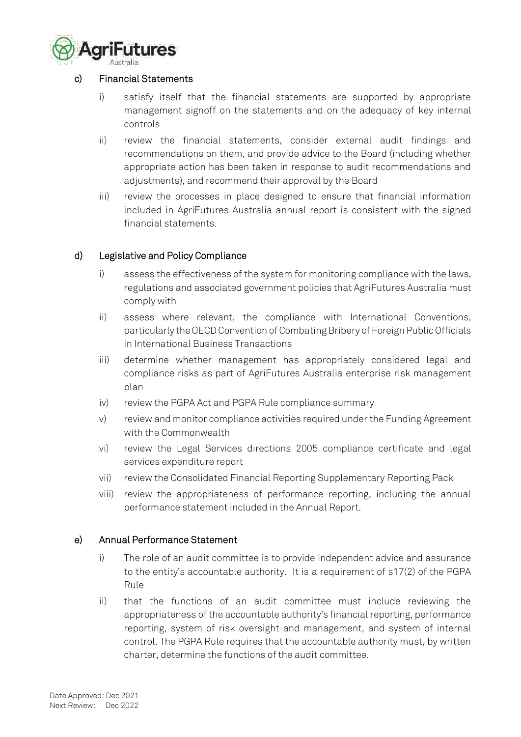c) Financial Statements

i) satisfy itself that the financial statements are supported by appropriate management signoff on the statements and on the adequacy of key internal controls

ii) review the financial statements, consider external audit findings and recommendations on them, and provide advice to the Board (including whether appropriate action has been taken in response to audit recommendations and adjustments), and recommend their approval by the Board

iii) review the processes in place designed to ensure that financial information included in AgriFutures Australia annual report is consistent with the signed financial statements.

d) Legislative and Policy Compliance

i) assess the effectiveness of the system for monitoring compliance with the laws, regulations and associated government policies that AgriFutures Australia must comply with

ii) assess where relevant, the compliance with International Conventions, particularly the OECD Convention of Combating Bribery of Foreign Public Officials in International Business Transactions

iii) determine whether management has appropriately considered legal and compliance risks as part of AgriFutures Australia enterprise risk management plan

iv) review the PGPA Act and PGPA Rule compliance summary

v) review and monitor compliance activities required under the Funding Agreement with the Commonwealth

vi) review the Legal Services directions 2005 compliance certificate and legal services expenditure report

vii) review the Consolidated Financial Reporting Supplementary Reporting Pack

viii) review the appropriateness of performance reporting, including the annual performance statement included in the Annual Report.

e) Annual Performance Statement

i) The role of an audit committee is to provide independent advice and assurance to the entity's accountable authority. It is a requirement of s17(2) of the PGPA Rule

ii) that the functions of an audit committee must include reviewing the appropriateness of the accountable authority's financial reporting, performance reporting, system of risk oversight and management, and system of internal control. The PGPA Rule requires that the accountable authority must, by written charter, determine the functions of the audit committee.

Date Approved: Dec 2021
Next Review: Dec 2022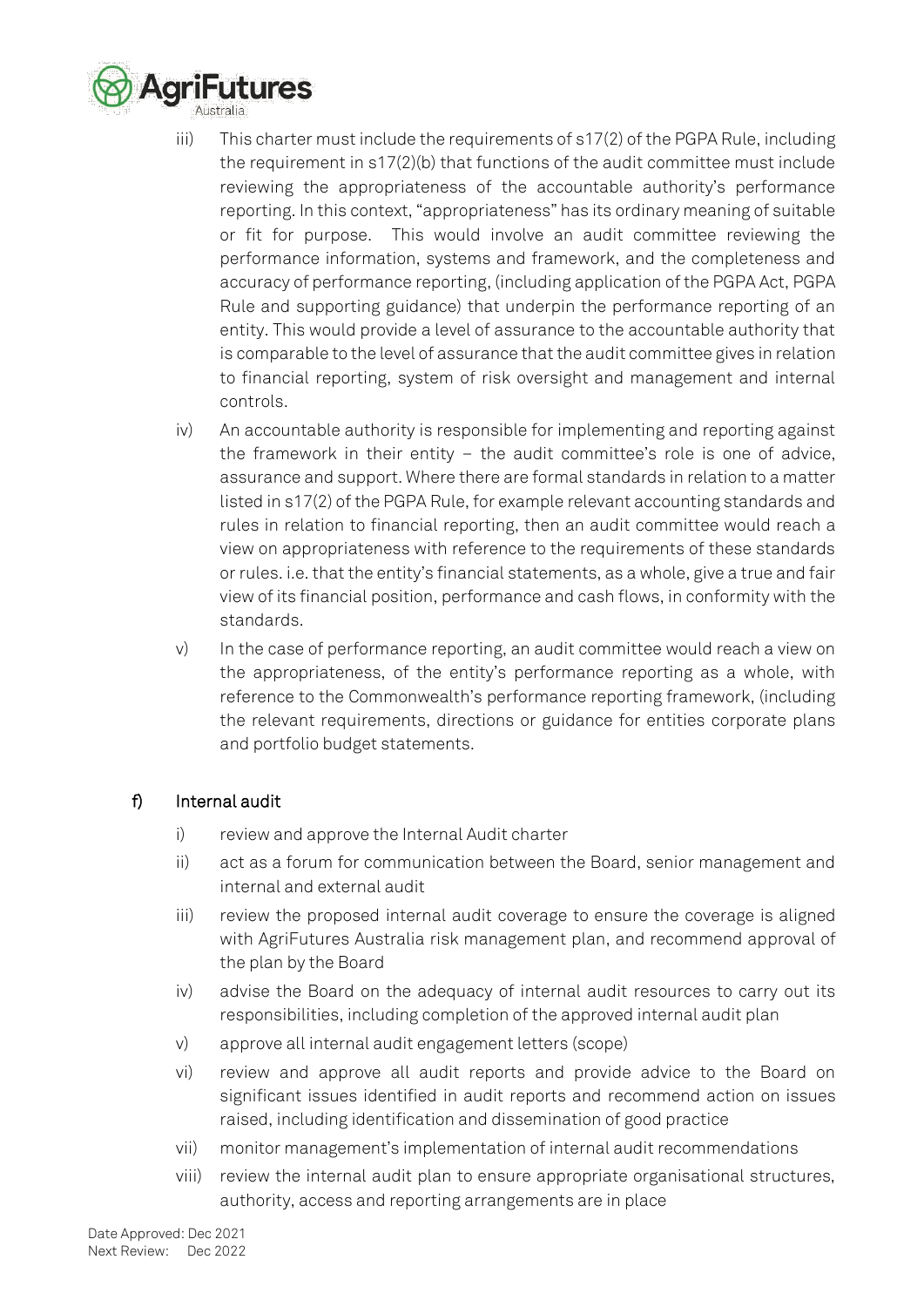iii) This charter must include the requirements of s17(2) of the PGPA Rule, including the requirement in s17(2)(b) that functions of the audit committee must include reviewing the appropriateness of the accountable authority's performance reporting. In this context, "appropriateness" has its ordinary meaning of suitable or fit for purpose. This would involve an audit committee reviewing the performance information, systems and framework, and the completeness and accuracy of performance reporting, (including application of the PGPA Act, PGPA Rule and supporting guidance) that underpin the performance reporting of an entity. This would provide a level of assurance to the accountable authority that is comparable to the level of assurance that the audit committee gives in relation to financial reporting, system of risk oversight and management and internal controls.

iv) An accountable authority is responsible for implementing and reporting against the framework in their entity – the audit committee's role is one of advice, assurance and support. Where there are formal standards in relation to a matter listed in s17(2) of the PGPA Rule, for example relevant accounting standards and rules in relation to financial reporting, then an audit committee would reach a view on appropriateness with reference to the requirements of these standards or rules. i.e. that the entity's financial statements, as a whole, give a true and fair view of its financial position, performance and cash flows, in conformity with the standards.

v) In the case of performance reporting, an audit committee would reach a view on the appropriateness, of the entity's performance reporting as a whole, with reference to the Commonwealth's performance reporting framework, (including the relevant requirements, directions or guidance for entities corporate plans and portfolio budget statements.

### f) Internal audit

i) review and approve the Internal Audit charter

ii) act as a forum for communication between the Board, senior management and internal and external audit

iii) review the proposed internal audit coverage to ensure the coverage is aligned with AgriFutures Australia risk management plan, and recommend approval of the plan by the Board

iv) advise the Board on the adequacy of internal audit resources to carry out its responsibilities, including completion of the approved internal audit plan

v) approve all internal audit engagement letters (scope)

vi) review and approve all audit reports and provide advice to the Board on significant issues identified in audit reports and recommend action on issues raised, including identification and dissemination of good practice

vii) monitor management's implementation of internal audit recommendations

viii) review the internal audit plan to ensure appropriate organisational structures, authority, access and reporting arrangements are in place

Date Approved: Dec 2021
Next Review: Dec 2022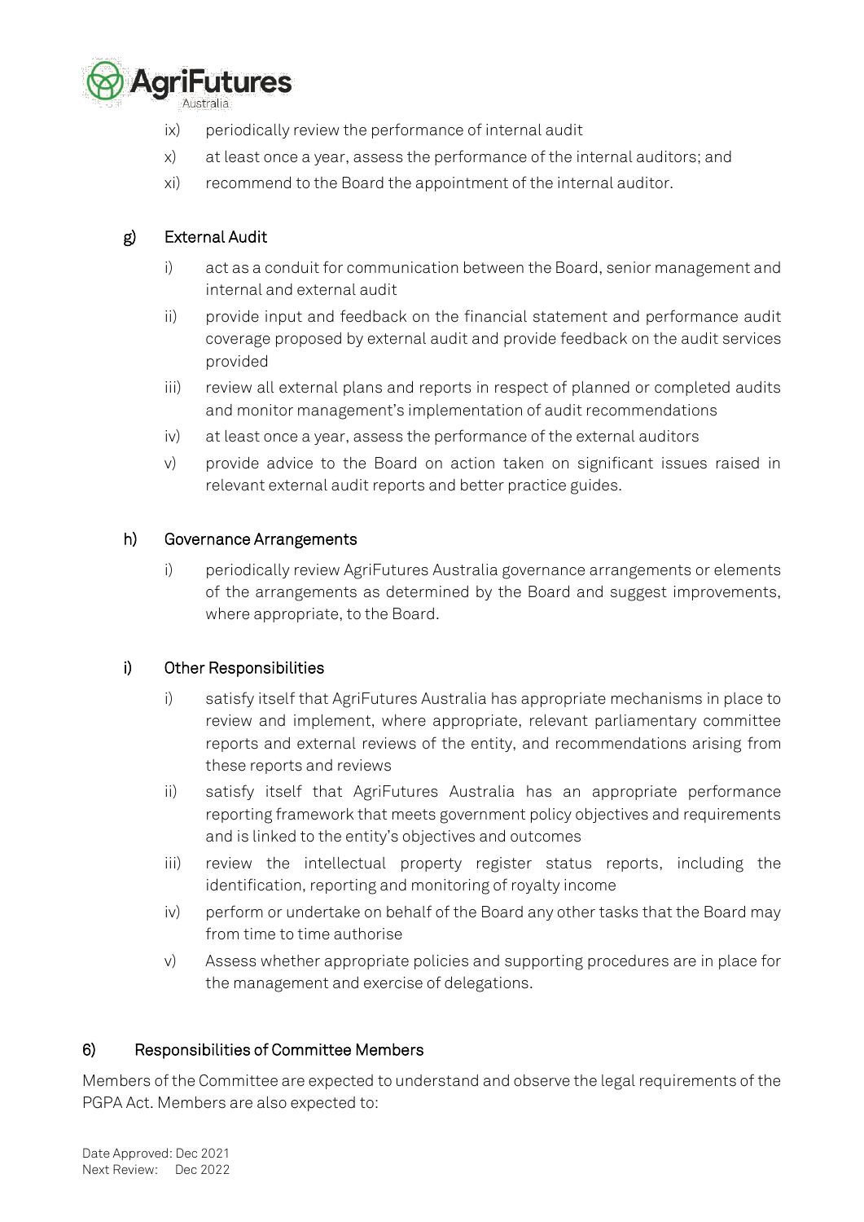ix) periodically review the performance of internal audit

x) at least once a year, assess the performance of the internal auditors; and

xi) recommend to the Board the appointment of the internal auditor.

### g) External Audit

i) act as a conduit for communication between the Board, senior management and internal and external audit

ii) provide input and feedback on the financial statement and performance audit coverage proposed by external audit and provide feedback on the audit services provided

iii) review all external plans and reports in respect of planned or completed audits and monitor management's implementation of audit recommendations

iv) at least once a year, assess the performance of the external auditors

v) provide advice to the Board on action taken on significant issues raised in relevant external audit reports and better practice guides.

### h) Governance Arrangements

i) periodically review AgriFutures Australia governance arrangements or elements of the arrangements as determined by the Board and suggest improvements, where appropriate, to the Board.

### i) Other Responsibilities

i) satisfy itself that AgriFutures Australia has appropriate mechanisms in place to review and implement, where appropriate, relevant parliamentary committee reports and external reviews of the entity, and recommendations arising from these reports and reviews

ii) satisfy itself that AgriFutures Australia has an appropriate performance reporting framework that meets government policy objectives and requirements and is linked to the entity's objectives and outcomes

iii) review the intellectual property register status reports, including the identification, reporting and monitoring of royalty income

iv) perform or undertake on behalf of the Board any other tasks that the Board may from time to time authorise

v) Assess whether appropriate policies and supporting procedures are in place for the management and exercise of delegations.

## 6) Responsibilities of Committee Members

Members of the Committee are expected to understand and observe the legal requirements of the PGPA Act. Members are also expected to: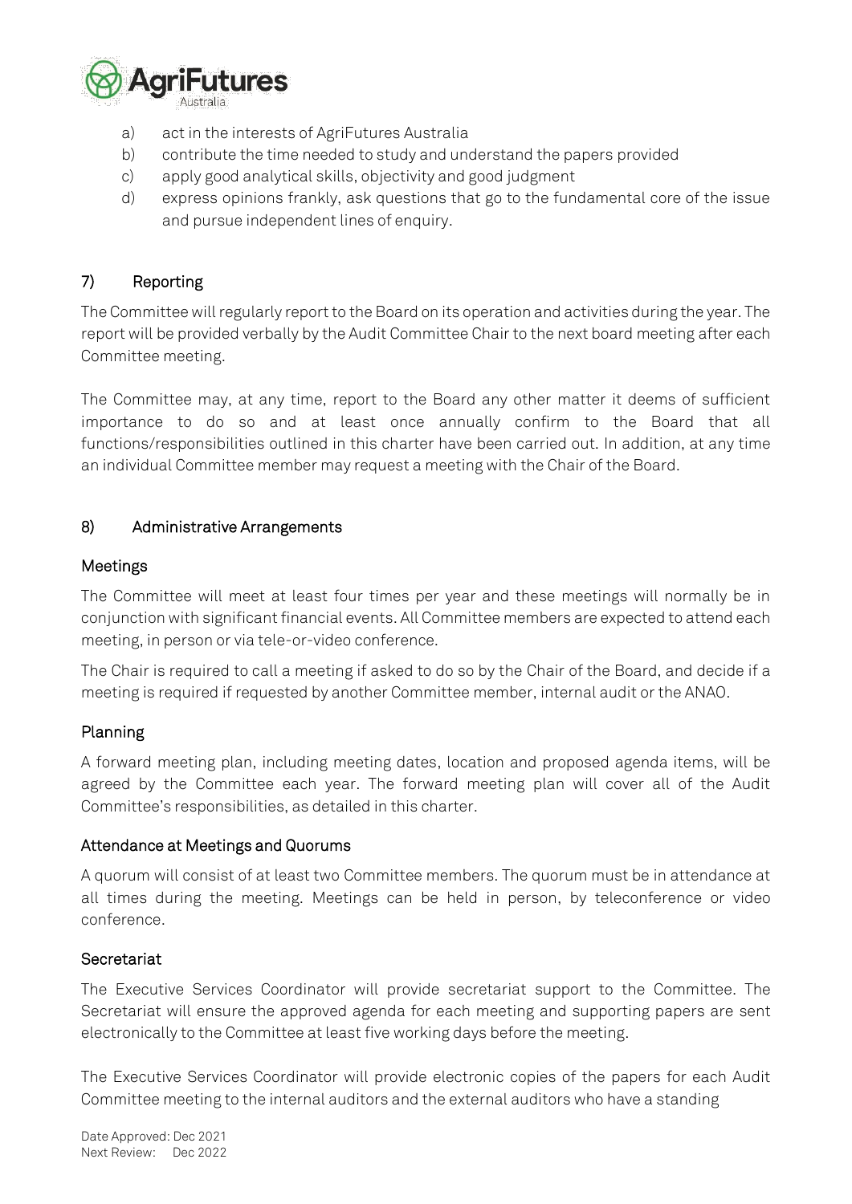a) act in the interests of AgriFutures Australia
b) contribute the time needed to study and understand the papers provided
c) apply good analytical skills, objectivity and good judgment
d) express opinions frankly, ask questions that go to the fundamental core of the issue and pursue independent lines of enquiry.

## 7) Reporting

The Committee will regularly report to the Board on its operation and activities during the year. The report will be provided verbally by the Audit Committee Chair to the next board meeting after each Committee meeting.

The Committee may, at any time, report to the Board any other matter it deems of sufficient importance to do so and at least once annually confirm to the Board that all functions/responsibilities outlined in this charter have been carried out. In addition, at any time an individual Committee member may request a meeting with the Chair of the Board.

## 8) Administrative Arrangements

### Meetings

The Committee will meet at least four times per year and these meetings will normally be in conjunction with significant financial events. All Committee members are expected to attend each meeting, in person or via tele-or-video conference.

The Chair is required to call a meeting if asked to do so by the Chair of the Board, and decide if a meeting is required if requested by another Committee member, internal audit or the ANAO.

### Planning

A forward meeting plan, including meeting dates, location and proposed agenda items, will be agreed by the Committee each year. The forward meeting plan will cover all of the Audit Committee's responsibilities, as detailed in this charter.

### Attendance at Meetings and Quorums

A quorum will consist of at least two Committee members. The quorum must be in attendance at all times during the meeting. Meetings can be held in person, by teleconference or video conference.

### Secretariat

The Executive Services Coordinator will provide secretariat support to the Committee. The Secretariat will ensure the approved agenda for each meeting and supporting papers are sent electronically to the Committee at least five working days before the meeting.

The Executive Services Coordinator will provide electronic copies of the papers for each Audit Committee meeting to the internal auditors and the external auditors who have a standing

Date Approved: Dec 2021
Next Review: Dec 2022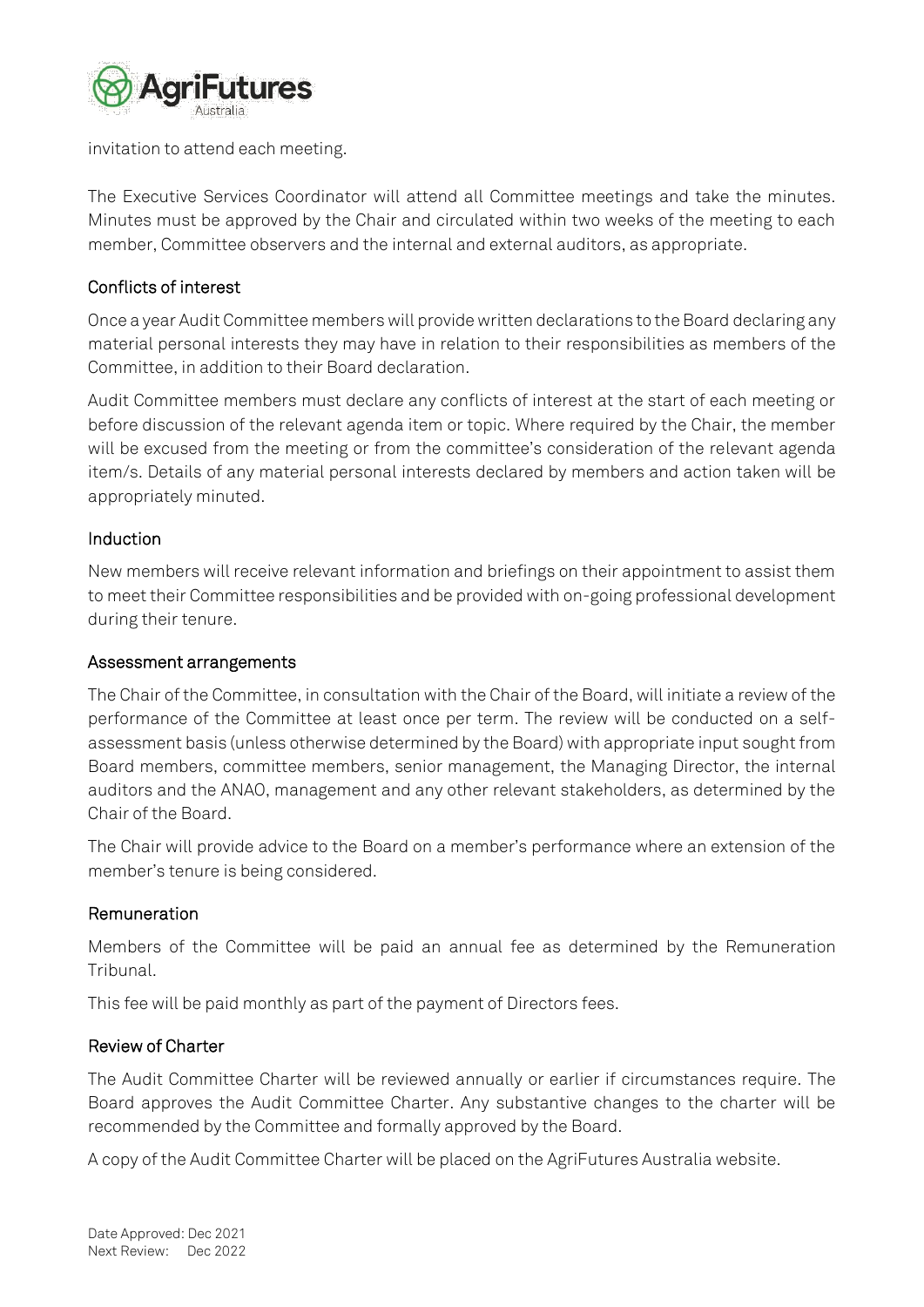invitation to attend each meeting.

The Executive Services Coordinator will attend all Committee meetings and take the minutes. Minutes must be approved by the Chair and circulated within two weeks of the meeting to each member, Committee observers and the internal and external auditors, as appropriate.

## Conflicts of interest

Once a year Audit Committee members will provide written declarations to the Board declaring any material personal interests they may have in relation to their responsibilities as members of the Committee, in addition to their Board declaration.

Audit Committee members must declare any conflicts of interest at the start of each meeting or before discussion of the relevant agenda item or topic. Where required by the Chair, the member will be excused from the meeting or from the committee's consideration of the relevant agenda item/s. Details of any material personal interests declared by members and action taken will be appropriately minuted.

## Induction

New members will receive relevant information and briefings on their appointment to assist them to meet their Committee responsibilities and be provided with on-going professional development during their tenure.

## Assessment arrangements

The Chair of the Committee, in consultation with the Chair of the Board, will initiate a review of the performance of the Committee at least once per term. The review will be conducted on a self-assessment basis (unless otherwise determined by the Board) with appropriate input sought from Board members, committee members, senior management, the Managing Director, the internal auditors and the ANAO, management and any other relevant stakeholders, as determined by the Chair of the Board.

The Chair will provide advice to the Board on a member's performance where an extension of the member's tenure is being considered.

## Remuneration

Members of the Committee will be paid an annual fee as determined by the Remuneration Tribunal.

This fee will be paid monthly as part of the payment of Directors fees.

## Review of Charter

The Audit Committee Charter will be reviewed annually or earlier if circumstances require. The Board approves the Audit Committee Charter. Any substantive changes to the charter will be recommended by the Committee and formally approved by the Board.

A copy of the Audit Committee Charter will be placed on the AgriFutures Australia website.

Date Approved: Dec 2021
Next Review: Dec 2022